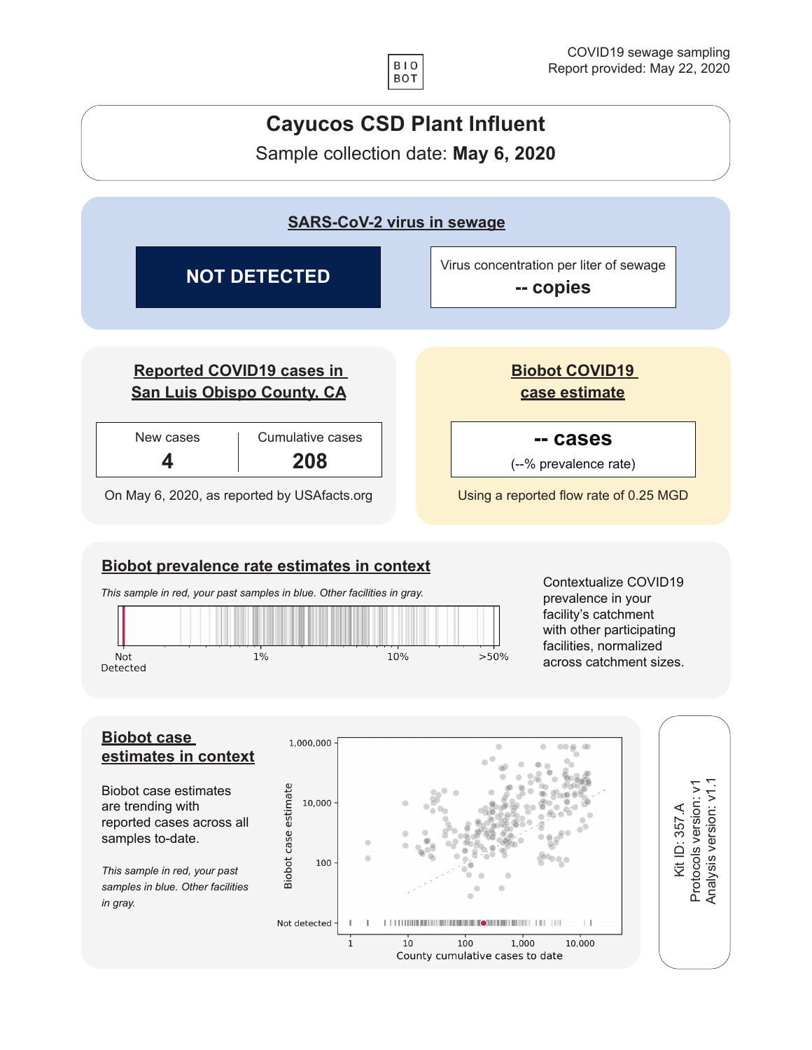BIO BOT

COVID19 sewage sampling
Report provided: May 22, 2020

# Cayucos CSD Plant Influent

Sample collection date: **May 6, 2020**

## SARS-CoV-2 virus in sewage

**NOT DETECTED**

Virus concentration per liter of sewage
**-- copies**

## Reported COVID19 cases in San Luis Obispo County, CA

| New cases | Cumulative cases |
| --- | --- |
| 4 | 208 |

On May 6, 2020, as reported by USAfacts.org

## Biobot COVID19 case estimate

**-- cases**
(--% prevalence rate)

Using a reported flow rate of 0.25 MGD

## Biobot prevalence rate estimates in context

*This sample in red, your past samples in blue. Other facilities in gray.*

Not Detected | 1% | 10% | >50%

Contextualize COVID19 prevalence in your facility's catchment with other participating facilities, normalized across catchment sizes.

## Biobot case estimates in context

Biobot case estimates are trending with reported cases across all samples to-date.

*This sample in red, your past samples in blue. Other facilities in gray.*

Biobot case estimate: Not detected, 100, 10,000, 1,000,000
County cumulative cases to date: 1, 10, 100, 1,000, 10,000

Kit ID: 357.A
Protocols version: v1
Analysis version: v1.1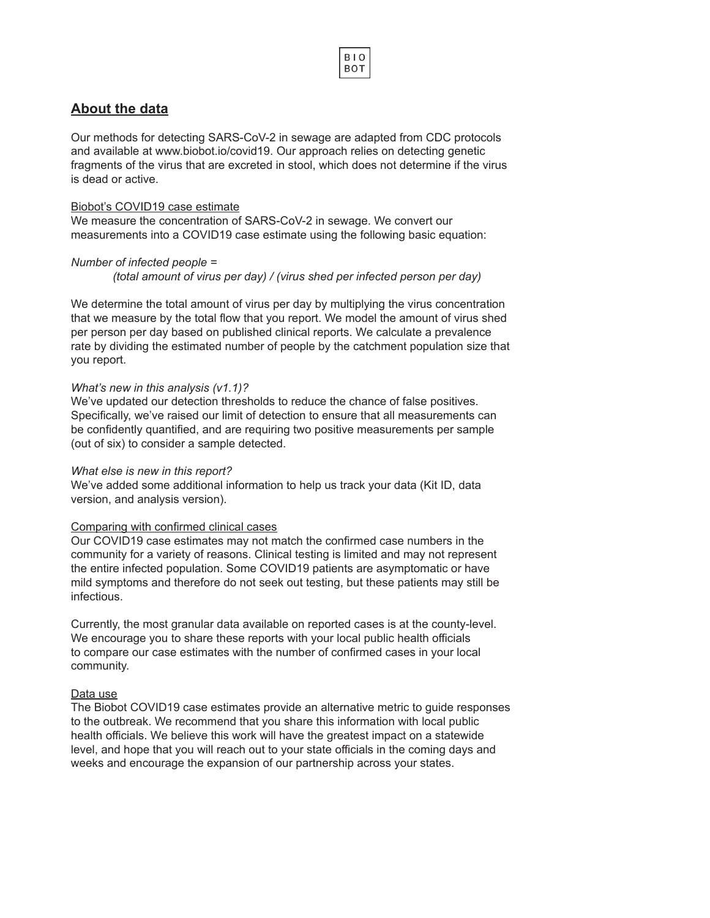## **About the data**

Our methods for detecting SARS-CoV-2 in sewage are adapted from CDC protocols and available at www.biobot.io/covid19. Our approach relies on detecting genetic fragments of the virus that are excreted in stool, which does not determine if the virus is dead or active.

Biobot's COVID19 case estimate

We measure the concentration of SARS-CoV-2 in sewage. We convert our measurements into a COVID19 case estimate using the following basic equation:

*Number of infected people =*
*(total amount of virus per day) / (virus shed per infected person per day)*

We determine the total amount of virus per day by multiplying the virus concentration that we measure by the total flow that you report. We model the amount of virus shed per person per day based on published clinical reports. We calculate a prevalence rate by dividing the estimated number of people by the catchment population size that you report.

*What's new in this analysis (v1.1)?*

We've updated our detection thresholds to reduce the chance of false positives. Specifically, we've raised our limit of detection to ensure that all measurements can be confidently quantified, and are requiring two positive measurements per sample (out of six) to consider a sample detected.

*What else is new in this report?*

We've added some additional information to help us track your data (Kit ID, data version, and analysis version).

Comparing with confirmed clinical cases

Our COVID19 case estimates may not match the confirmed case numbers in the community for a variety of reasons. Clinical testing is limited and may not represent the entire infected population. Some COVID19 patients are asymptomatic or have mild symptoms and therefore do not seek out testing, but these patients may still be infectious.

Currently, the most granular data available on reported cases is at the county-level. We encourage you to share these reports with your local public health officials to compare our case estimates with the number of confirmed cases in your local community.

Data use

The Biobot COVID19 case estimates provide an alternative metric to guide responses to the outbreak. We recommend that you share this information with local public health officials. We believe this work will have the greatest impact on a statewide level, and hope that you will reach out to your state officials in the coming days and weeks and encourage the expansion of our partnership across your states.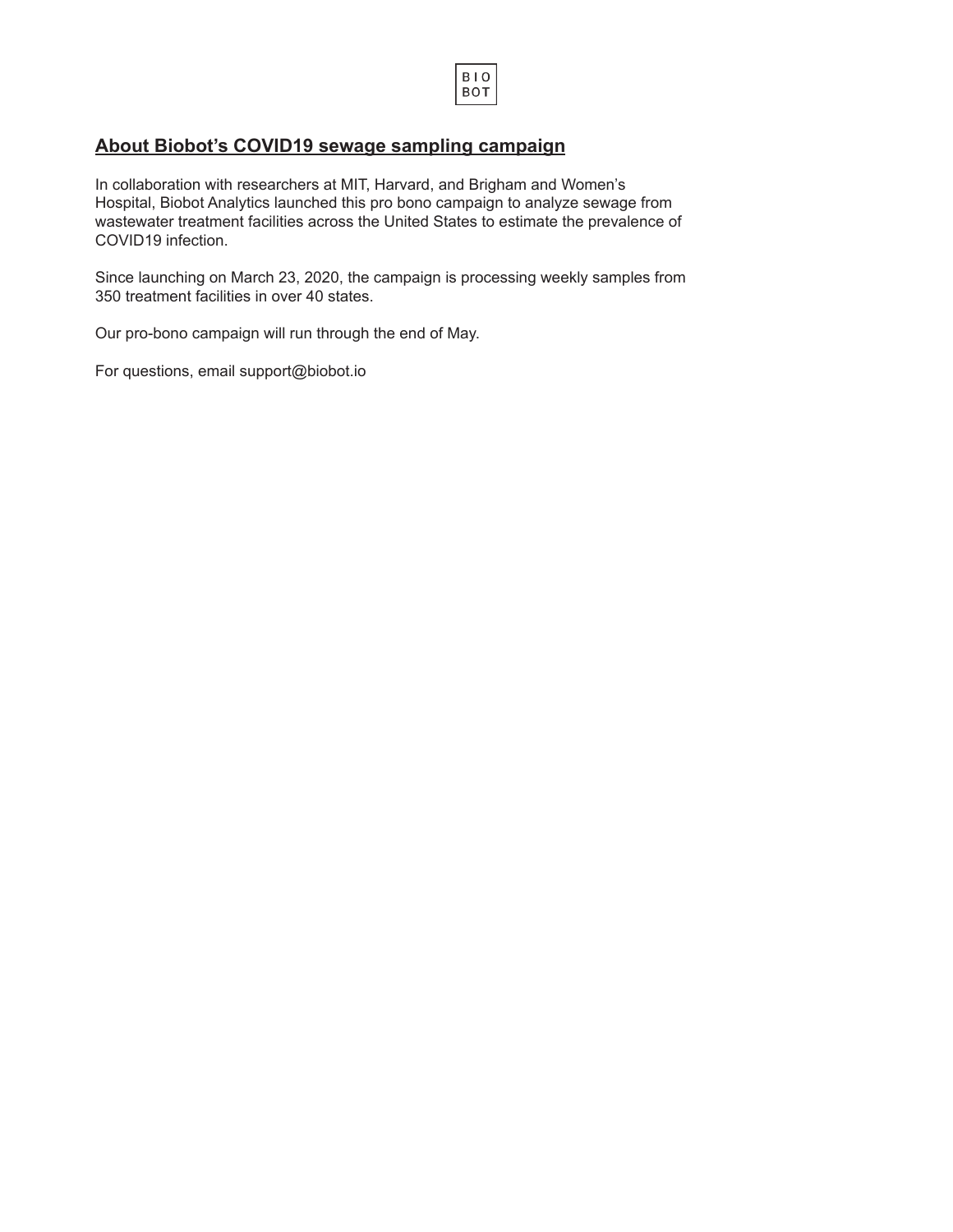BIO
BOT

## About Biobot's COVID19 sewage sampling campaign

In collaboration with researchers at MIT, Harvard, and Brigham and Women's Hospital, Biobot Analytics launched this pro bono campaign to analyze sewage from wastewater treatment facilities across the United States to estimate the prevalence of COVID19 infection.

Since launching on March 23, 2020, the campaign is processing weekly samples from 350 treatment facilities in over 40 states.

Our pro-bono campaign will run through the end of May.

For questions, email support@biobot.io